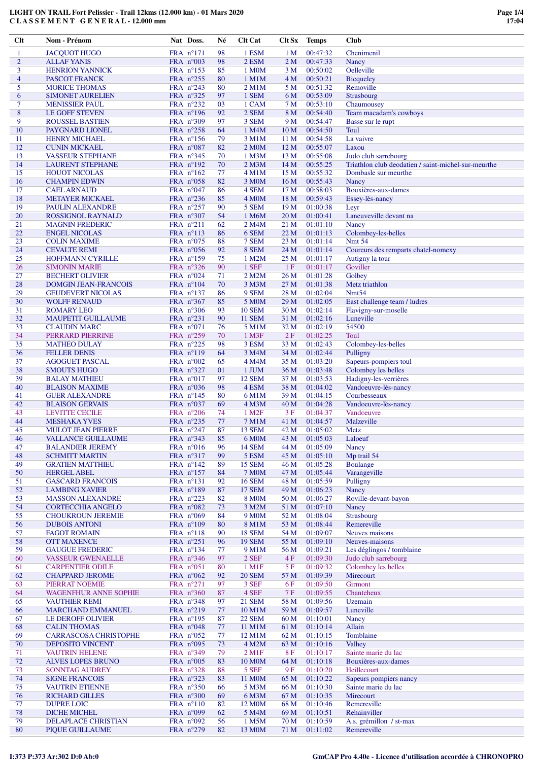# LIGHT ON TRAIL Fort Pelissier - Trail 12kms (12.000 km) - 01 Mars 2020

## C L A S S E M E N T   G E N E R A L - 12.000 mm

| Clt | Nom - Prénom | Nat | Doss. | Né | Clt Cat | Clt Sx | Temps | Club |
|---|---|---|---|---|---|---|---|---|
| 1 | JACQUOT HUGO | FRA | n°171 | 98 | 1 ESM | 1 M | 00:47:32 | Chenimenil |
| 2 | ALLAF YANIS | FRA | n°003 | 98 | 2 ESM | 2 M | 00:47:33 | Nancy |
| 3 | HENRION YANNICK | FRA | n°153 | 85 | 1 M0M | 3 M | 00:50:02 | Oelleville |
| 4 | PASCOT FRANCK | FRA | n°255 | 80 | 1 M1M | 4 M | 00:50:21 | Bicqueley |
| 5 | MORICE THOMAS | FRA | n°243 | 80 | 2 M1M | 5 M | 00:51:32 | Removille |
| 6 | SIMONET AURELIEN | FRA | n°325 | 97 | 1 SEM | 6 M | 00:53:09 | Strasbourg |
| 7 | MENISSIER PAUL | FRA | n°232 | 03 | 1 CAM | 7 M | 00:53:10 | Chaumousey |
| 8 | LE GOFF STEVEN | FRA | n°196 | 92 | 2 SEM | 8 M | 00:54:40 | Team macadam's cowboys |
| 9 | ROUSSEL BASTIEN | FRA | n°309 | 97 | 3 SEM | 9 M | 00:54:47 | Basse sur le rupt |
| 10 | PAYGNARD LIONEL | FRA | n°258 | 64 | 1 M4M | 10 M | 00:54:50 | Toul |
| 11 | HENRY MICHAEL | FRA | n°156 | 79 | 3 M1M | 11 M | 00:54:58 | La vaivre |
| 12 | CUNIN MICKAEL | FRA | n°087 | 82 | 2 M0M | 12 M | 00:55:07 | Laxou |
| 13 | VASSEUR STEPHANE | FRA | n°345 | 70 | 1 M3M | 13 M | 00:55:08 | Judo club sarrebourg |
| 14 | LAURENT STEPHANE | FRA | n°192 | 70 | 2 M3M | 14 M | 00:55:25 | Triathlon club deodatien / saint-michel-sur-meurthe |
| 15 | HOUOT NICOLAS | FRA | n°162 | 77 | 4 M1M | 15 M | 00:55:32 | Dombasle sur meurthe |
| 16 | CHAMPIN EDWIN | FRA | n°058 | 82 | 3 M0M | 16 M | 00:55:43 | Nancy |
| 17 | CAEL ARNAUD | FRA | n°047 | 86 | 4 SEM | 17 M | 00:58:03 | Bouxières-aux-dames |
| 18 | METAYER MICKAEL | FRA | n°236 | 85 | 4 M0M | 18 M | 00:59:43 | Essey-lès-nancy |
| 19 | PAULIN ALEXANDRE | FRA | n°257 | 90 | 5 SEM | 19 M | 01:00:38 | Leyr |
| 20 | ROSSIGNOL RAYNALD | FRA | n°307 | 54 | 1 M6M | 20 M | 01:00:41 | Laneuveville devant na |
| 21 | MAGNIN FREDERIC | FRA | n°211 | 62 | 2 M4M | 21 M | 01:01:10 | Nancy |
| 22 | ENGEL NICOLAS | FRA | n°113 | 86 | 6 SEM | 22 M | 01:01:13 | Colombey-les-belles |
| 23 | COLIN MAXIME | FRA | n°075 | 88 | 7 SEM | 23 M | 01:01:14 | Nmt 54 |
| 24 | CEVALTE REMI | FRA | n°056 | 92 | 8 SEM | 24 M | 01:01:14 | Coureurs des remparts chatel-nomexy |
| 25 | HOFFMANN CYRILLE | FRA | n°159 | 75 | 1 M2M | 25 M | 01:01:17 | Autigny la tour |
| 26 | SIMONIN MARIE | FRA | n°326 | 90 | 1 SEF | 1 F | 01:01:17 | Goviller |
| 27 | BECHERT OLIVIER | FRA | n°024 | 71 | 2 M2M | 26 M | 01:01:28 | Golbey |
| 28 | DOMGIN JEAN-FRANCOIS | FRA | n°104 | 70 | 3 M3M | 27 M | 01:01:38 | Metz triathlon |
| 29 | GEUDEVERT NICOLAS | FRA | n°137 | 86 | 9 SEM | 28 M | 01:02:04 | Nmt54 |
| 30 | WOLFF RENAUD | FRA | n°367 | 85 | 5 M0M | 29 M | 01:02:05 | East challenge team / ludres |
| 31 | ROMARY LEO | FRA | n°306 | 93 | 10 SEM | 30 M | 01:02:14 | Flavigny-sur-moselle |
| 32 | MAUPETIT GUILLAUME | FRA | n°231 | 90 | 11 SEM | 31 M | 01:02:16 | Luneville |
| 33 | CLAUDIN MARC | FRA | n°071 | 76 | 5 M1M | 32 M | 01:02:19 | 54500 |
| 34 | PERRARD PIERRINE | FRA | n°259 | 70 | 1 M3F | 2 F | 01:02:25 | Toul |
| 35 | MATHEO DULAY | FRA | n°225 | 98 | 3 ESM | 33 M | 01:02:43 | Colombey-les-belles |
| 36 | FELLER DENIS | FRA | n°119 | 64 | 3 M4M | 34 M | 01:02:44 | Pulligny |
| 37 | AGOGUET PASCAL | FRA | n°002 | 65 | 4 M4M | 35 M | 01:03:20 | Sapeurs-pompiers toul |
| 38 | SMOUTS HUGO | FRA | n°327 | 01 | 1 JUM | 36 M | 01:03:48 | Colombey les belles |
| 39 | BALAY MATHIEU | FRA | n°017 | 97 | 12 SEM | 37 M | 01:03:53 | Hadigny-les-verrières |
| 40 | BLAISON MAXIME | FRA | n°036 | 98 | 4 ESM | 38 M | 01:04:02 | Vandoeuvre-lès-nancy |
| 41 | GUER ALEXANDRE | FRA | n°145 | 80 | 6 M1M | 39 M | 01:04:15 | Courbesseaux |
| 42 | BLAISON GERVAIS | FRA | n°037 | 69 | 4 M3M | 40 M | 01:04:28 | Vandoeuvre-lès-nancy |
| 43 | LEVITTE CECILE | FRA | n°206 | 74 | 1 M2F | 3 F | 01:04:37 | Vandoeuvre |
| 44 | MESHAKA YVES | FRA | n°235 | 77 | 7 M1M | 41 M | 01:04:57 | Malzeville |
| 45 | MULOT JEAN PIERRE | FRA | n°247 | 87 | 13 SEM | 42 M | 01:05:02 | Metz |
| 46 | VALLANCE GUILLAUME | FRA | n°343 | 85 | 6 M0M | 43 M | 01:05:03 | Laloeuf |
| 47 | BALANDIER JEREMY | FRA | n°016 | 96 | 14 SEM | 44 M | 01:05:09 | Nancy |
| 48 | SCHMITT MARTIN | FRA | n°317 | 99 | 5 ESM | 45 M | 01:05:10 | Mp trail 54 |
| 49 | GRATIEN MATTHIEU | FRA | n°142 | 89 | 15 SEM | 46 M | 01:05:28 | Boulange |
| 50 | HERGEL ABEL | FRA | n°157 | 84 | 7 M0M | 47 M | 01:05:44 | Varangeville |
| 51 | GASCARD FRANCOIS | FRA | n°131 | 92 | 16 SEM | 48 M | 01:05:59 | Pulligny |
| 52 | LAMBING XAVIER | FRA | n°189 | 87 | 17 SEM | 49 M | 01:06:23 | Nancy |
| 53 | MASSON ALEXANDRE | FRA | n°223 | 82 | 8 M0M | 50 M | 01:06:27 | Roville-devant-bayon |
| 54 | CORTECCHIA ANGELO | FRA | n°082 | 73 | 3 M2M | 51 M | 01:07:10 | Nancy |
| 55 | CHOUKROUN JEREMIE | FRA | n°069 | 84 | 9 M0M | 52 M | 01:08:04 | Strasbourg |
| 56 | DUBOIS ANTONI | FRA | n°109 | 80 | 8 M1M | 53 M | 01:08:44 | Remereville |
| 57 | FAGOT ROMAIN | FRA | n°118 | 90 | 18 SEM | 54 M | 01:09:07 | Neuves maisons |
| 58 | OTT MAXENCE | FRA | n°251 | 96 | 19 SEM | 55 M | 01:09:10 | Neuves-maisons |
| 59 | GAUGUE FREDERIC | FRA | n°134 | 77 | 9 M1M | 56 M | 01:09:21 | Les déglingos / tomblaine |
| 60 | VASSEUR GWENAELLE | FRA | n°346 | 97 | 2 SEF | 4 F | 01:09:30 | Judo club sarrebourg |
| 61 | CARPENTIER ODILE | FRA | n°051 | 80 | 1 M1F | 5 F | 01:09:32 | Colombey les belles |
| 62 | CHAPPARD JEROME | FRA | n°062 | 92 | 20 SEM | 57 M | 01:09:39 | Mirecourt |
| 63 | PIERRAT NOEMIE | FRA | n°271 | 97 | 3 SEF | 6 F | 01:09:50 | Girmont |
| 64 | WAGENFHUR ANNE SOPHIE | FRA | n°360 | 87 | 4 SEF | 7 F | 01:09:55 | Chanteheux |
| 65 | VAUTHIER REMI | FRA | n°348 | 97 | 21 SEM | 58 M | 01:09:56 | Uzemain |
| 66 | MARCHAND EMMANUEL | FRA | n°219 | 77 | 10 M1M | 59 M | 01:09:57 | Luneville |
| 67 | LE DEROFF OLIVIER | FRA | n°195 | 87 | 22 SEM | 60 M | 01:10:01 | Nancy |
| 68 | CALIN THOMAS | FRA | n°048 | 77 | 11 M1M | 61 M | 01:10:14 | Allain |
| 69 | CARRASCOSA CHRISTOPHE | FRA | n°052 | 77 | 12 M1M | 62 M | 01:10:15 | Tomblaine |
| 70 | DEPOSITO VINCENT | FRA | n°095 | 73 | 4 M2M | 63 M | 01:10:16 | Valhey |
| 71 | VAUTRIN HELENE | FRA | n°349 | 79 | 2 M1F | 8 F | 01:10:17 | Sainte marie du lac |
| 72 | ALVES LOPES BRUNO | FRA | n°005 | 83 | 10 M0M | 64 M | 01:10:18 | Bouxières-aux-dames |
| 73 | SONNTAG AUDREY | FRA | n°328 | 88 | 5 SEF | 9 F | 01:10:20 | Heillecourt |
| 74 | SIGNE FRANCOIS | FRA | n°323 | 83 | 11 M0M | 65 M | 01:10:22 | Sapeurs pompiers nancy |
| 75 | VAUTRIN ETIENNE | FRA | n°350 | 66 | 5 M3M | 66 M | 01:10:30 | Sainte marie du lac |
| 76 | RICHARD GILLES | FRA | n°300 | 69 | 6 M3M | 67 M | 01:10:35 | Mirecourt |
| 77 | DUPRE LOIC | FRA | n°110 | 82 | 12 M0M | 68 M | 01:10:46 | Remereville |
| 78 | DICHE MICHEL | FRA | n°099 | 62 | 5 M4M | 69 M | 01:10:51 | Rehainviller |
| 79 | DELAPLACE CHRISTIAN | FRA | n°092 | 56 | 1 M5M | 70 M | 01:10:59 | A.s. grémillon / st-max |
| 80 | PIQUE GUILLAUME | FRA | n°279 | 82 | 13 M0M | 71 M | 01:11:02 | Remereville |

I:373 P:373 Ar:302 D:0 Ab:0

GmCAP Pro 4.40e - Licence d'utilisation accordée à CHRONOPRO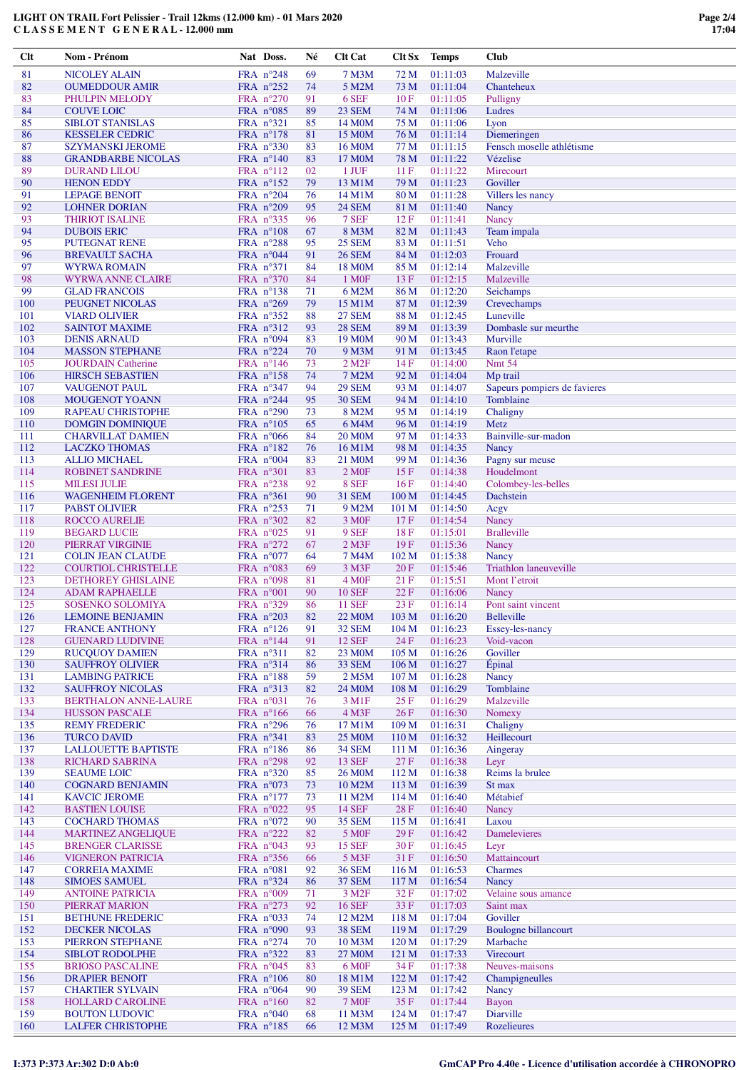**LIGHT ON TRAIL Fort Pelissier - Trail 12kms (12.000 km) - 01 Mars 2020**
**C L A S S E M E N T G E N E R A L - 12.000 mm**

| Clt | Nom - Prénom | Nat | Doss. | Né | Clt Cat | Clt Sx | Temps | Club |
|---|---|---|---|---|---|---|---|---|
| 81 | NICOLEY ALAIN | FRA | n°248 | 69 | 7 M3M | 72 M | 01:11:03 | Malzeville |
| 82 | OUMEDDOUR AMIR | FRA | n°252 | 74 | 5 M2M | 73 M | 01:11:04 | Chanteheux |
| 83 | PHULPIN MELODY | FRA | n°270 | 91 | 6 SEF | 10 F | 01:11:05 | Pulligny |
| 84 | COUVE LOIC | FRA | n°085 | 89 | 23 SEM | 74 M | 01:11:06 | Ludres |
| 85 | SIBLOT STANISLAS | FRA | n°321 | 85 | 14 M0M | 75 M | 01:11:06 | Lyon |
| 86 | KESSELER CEDRIC | FRA | n°178 | 81 | 15 M0M | 76 M | 01:11:14 | Diemeringen |
| 87 | SZYMANSKI JEROME | FRA | n°330 | 83 | 16 M0M | 77 M | 01:11:15 | Fensch moselle athlétisme |
| 88 | GRANDBARBE NICOLAS | FRA | n°140 | 83 | 17 M0M | 78 M | 01:11:22 | Vézelise |
| 89 | DURAND LILOU | FRA | n°112 | 02 | 1 JUF | 11 F | 01:11:22 | Mirecourt |
| 90 | HENON EDDY | FRA | n°152 | 79 | 13 M1M | 79 M | 01:11:23 | Goviller |
| 91 | LEPAGE BENOIT | FRA | n°204 | 76 | 14 M1M | 80 M | 01:11:28 | Villers les nancy |
| 92 | LOHNER DORIAN | FRA | n°209 | 95 | 24 SEM | 81 M | 01:11:40 | Nancy |
| 93 | THIRIOT ISALINE | FRA | n°335 | 96 | 7 SEF | 12 F | 01:11:41 | Nancy |
| 94 | DUBOIS ERIC | FRA | n°108 | 67 | 8 M3M | 82 M | 01:11:43 | Team impala |
| 95 | PUTEGNAT RENE | FRA | n°288 | 95 | 25 SEM | 83 M | 01:11:51 | Veho |
| 96 | BREVAULT SACHA | FRA | n°044 | 91 | 26 SEM | 84 M | 01:12:03 | Frouard |
| 97 | WYRWA ROMAIN | FRA | n°371 | 84 | 18 M0M | 85 M | 01:12:14 | Malzeville |
| 98 | WYRWA ANNE CLAIRE | FRA | n°370 | 84 | 1 M0F | 13 F | 01:12:15 | Malzeville |
| 99 | GLAD FRANCOIS | FRA | n°138 | 71 | 6 M2M | 86 M | 01:12:20 | Seichamps |
| 100 | PEUGNET NICOLAS | FRA | n°269 | 79 | 15 M1M | 87 M | 01:12:39 | Crevechamps |
| 101 | VIARD OLIVIER | FRA | n°352 | 88 | 27 SEM | 88 M | 01:12:45 | Luneville |
| 102 | SAINTOT MAXIME | FRA | n°312 | 93 | 28 SEM | 89 M | 01:13:39 | Dombasle sur meurthe |
| 103 | DENIS ARNAUD | FRA | n°094 | 83 | 19 M0M | 90 M | 01:13:43 | Murville |
| 104 | MASSON STEPHANE | FRA | n°224 | 70 | 9 M3M | 91 M | 01:13:45 | Raon l'etape |
| 105 | JOURDAIN Catherine | FRA | n°146 | 73 | 2 M2F | 14 F | 01:14:00 | Nmt 54 |
| 106 | HIRSCH SEBASTIEN | FRA | n°158 | 74 | 7 M2M | 92 M | 01:14:04 | Mp trail |
| 107 | VAUGENOT PAUL | FRA | n°347 | 94 | 29 SEM | 93 M | 01:14:07 | Sapeurs pompiers de favieres |
| 108 | MOUGENOT YOANN | FRA | n°244 | 95 | 30 SEM | 94 M | 01:14:10 | Tomblaine |
| 109 | RAPEAU CHRISTOPHE | FRA | n°290 | 73 | 8 M2M | 95 M | 01:14:19 | Chaligny |
| 110 | DOMGIN DOMINIQUE | FRA | n°105 | 65 | 6 M4M | 96 M | 01:14:19 | Metz |
| 111 | CHARVILLAT DAMIEN | FRA | n°066 | 84 | 20 M0M | 97 M | 01:14:33 | Bainville-sur-madon |
| 112 | LACZKO THOMAS | FRA | n°182 | 76 | 16 M1M | 98 M | 01:14:35 | Nancy |
| 113 | ALLIO MICHAEL | FRA | n°004 | 83 | 21 M0M | 99 M | 01:14:36 | Pagny sur meuse |
| 114 | ROBINET SANDRINE | FRA | n°301 | 83 | 2 M0F | 15 F | 01:14:38 | Houdelmont |
| 115 | MILESI JULIE | FRA | n°238 | 92 | 8 SEF | 16 F | 01:14:40 | Colombey-les-belles |
| 116 | WAGENHEIM FLORENT | FRA | n°361 | 90 | 31 SEM | 100 M | 01:14:45 | Dachstein |
| 117 | PABST OLIVIER | FRA | n°253 | 71 | 9 M2M | 101 M | 01:14:50 | Acgv |
| 118 | ROCCO AURELIE | FRA | n°302 | 82 | 3 M0F | 17 F | 01:14:54 | Nancy |
| 119 | BEGARD LUCIE | FRA | n°025 | 91 | 9 SEF | 18 F | 01:15:01 | Bralleville |
| 120 | PIERRAT VIRGINIE | FRA | n°272 | 67 | 2 M3F | 19 F | 01:15:36 | Nancy |
| 121 | COLIN JEAN CLAUDE | FRA | n°077 | 64 | 7 M4M | 102 M | 01:15:38 | Nancy |
| 122 | COURTIOL CHRISTELLE | FRA | n°083 | 69 | 3 M3F | 20 F | 01:15:46 | Triathlon laneuveville |
| 123 | DETHOREY GHISLAINE | FRA | n°098 | 81 | 4 M0F | 21 F | 01:15:51 | Mont l'etroit |
| 124 | ADAM RAPHAELLE | FRA | n°001 | 90 | 10 SEF | 22 F | 01:16:06 | Nancy |
| 125 | SOSENKO SOLMIYA | FRA | n°329 | 86 | 11 SEF | 23 F | 01:16:14 | Pont saint vincent |
| 126 | LEMOINE BENJAMIN | FRA | n°203 | 82 | 22 M0M | 103 M | 01:16:20 | Belleville |
| 127 | FRANCE ANTHONY | FRA | n°126 | 91 | 32 SEM | 104 M | 01:16:23 | Essey-les-nancy |
| 128 | GUENARD LUDIVINE | FRA | n°144 | 91 | 12 SEF | 24 F | 01:16:23 | Void-vacon |
| 129 | RUCQUOY DAMIEN | FRA | n°311 | 82 | 23 M0M | 105 M | 01:16:26 | Goviller |
| 130 | SAUFFROY OLIVIER | FRA | n°314 | 86 | 33 SEM | 106 M | 01:16:27 | Épinal |
| 131 | LAMBING PATRICE | FRA | n°188 | 59 | 2 M5M | 107 M | 01:16:28 | Nancy |
| 132 | SAUFFROY NICOLAS | FRA | n°313 | 82 | 24 M0M | 108 M | 01:16:29 | Tomblaine |
| 133 | BERTHALON ANNE-LAURE | FRA | n°031 | 76 | 3 M1F | 25 F | 01:16:29 | Malzeville |
| 134 | HUSSON PASCALE | FRA | n°166 | 66 | 4 M3F | 26 F | 01:16:30 | Nomexy |
| 135 | REMY FREDERIC | FRA | n°296 | 76 | 17 M1M | 109 M | 01:16:31 | Chaligny |
| 136 | TURCO DAVID | FRA | n°341 | 83 | 25 M0M | 110 M | 01:16:32 | Heillecourt |
| 137 | LALLOUETTE BAPTISTE | FRA | n°186 | 86 | 34 SEM | 111 M | 01:16:36 | Aingeray |
| 138 | RICHARD SABRINA | FRA | n°298 | 92 | 13 SEF | 27 F | 01:16:38 | Leyr |
| 139 | SEAUME LOIC | FRA | n°320 | 85 | 26 M0M | 112 M | 01:16:38 | Reims la brulee |
| 140 | COGNARD BENJAMIN | FRA | n°073 | 73 | 10 M2M | 113 M | 01:16:39 | St max |
| 141 | KAVCIC JEROME | FRA | n°177 | 73 | 11 M2M | 114 M | 01:16:40 | Métabief |
| 142 | BASTIEN LOUISE | FRA | n°022 | 95 | 14 SEF | 28 F | 01:16:40 | Nancy |
| 143 | COCHARD THOMAS | FRA | n°072 | 90 | 35 SEM | 115 M | 01:16:41 | Laxou |
| 144 | MARTINEZ ANGELIQUE | FRA | n°222 | 82 | 5 M0F | 29 F | 01:16:42 | Damelevieres |
| 145 | BRENGER CLARISSE | FRA | n°043 | 93 | 15 SEF | 30 F | 01:16:45 | Leyr |
| 146 | VIGNERON PATRICIA | FRA | n°356 | 66 | 5 M3F | 31 F | 01:16:50 | Mattaincourt |
| 147 | CORREIA MAXIME | FRA | n°081 | 92 | 36 SEM | 116 M | 01:16:53 | Charmes |
| 148 | SIMOES SAMUEL | FRA | n°324 | 86 | 37 SEM | 117 M | 01:16:54 | Nancy |
| 149 | ANTOINE PATRICIA | FRA | n°009 | 71 | 3 M2F | 32 F | 01:17:02 | Velaine sous amance |
| 150 | PIERRAT MARION | FRA | n°273 | 92 | 16 SEF | 33 F | 01:17:03 | Saint max |
| 151 | BETHUNE FREDERIC | FRA | n°033 | 74 | 12 M2M | 118 M | 01:17:04 | Goviller |
| 152 | DECKER NICOLAS | FRA | n°090 | 93 | 38 SEM | 119 M | 01:17:29 | Boulogne billancourt |
| 153 | PIERRON STEPHANE | FRA | n°274 | 70 | 10 M3M | 120 M | 01:17:29 | Marbache |
| 154 | SIBLOT RODOLPHE | FRA | n°322 | 83 | 27 M0M | 121 M | 01:17:33 | Virecourt |
| 155 | BRIOSO PASCALINE | FRA | n°045 | 83 | 6 M0F | 34 F | 01:17:38 | Neuves-maisons |
| 156 | DRAPIER BENOIT | FRA | n°106 | 80 | 18 M1M | 122 M | 01:17:42 | Champigneulles |
| 157 | CHARTIER SYLVAIN | FRA | n°064 | 90 | 39 SEM | 123 M | 01:17:42 | Nancy |
| 158 | HOLLARD CAROLINE | FRA | n°160 | 82 | 7 M0F | 35 F | 01:17:44 | Bayon |
| 159 | BOUTON LUDOVIC | FRA | n°040 | 68 | 11 M3M | 124 M | 01:17:47 | Diarville |
| 160 | LALFER CHRISTOPHE | FRA | n°185 | 66 | 12 M3M | 125 M | 01:17:49 | Rozelieures |

I:373 P:373 Ar:302 D:0 Ab:0

GmCAP Pro 4.40e - Licence d'utilisation accordée à CHRONOPRO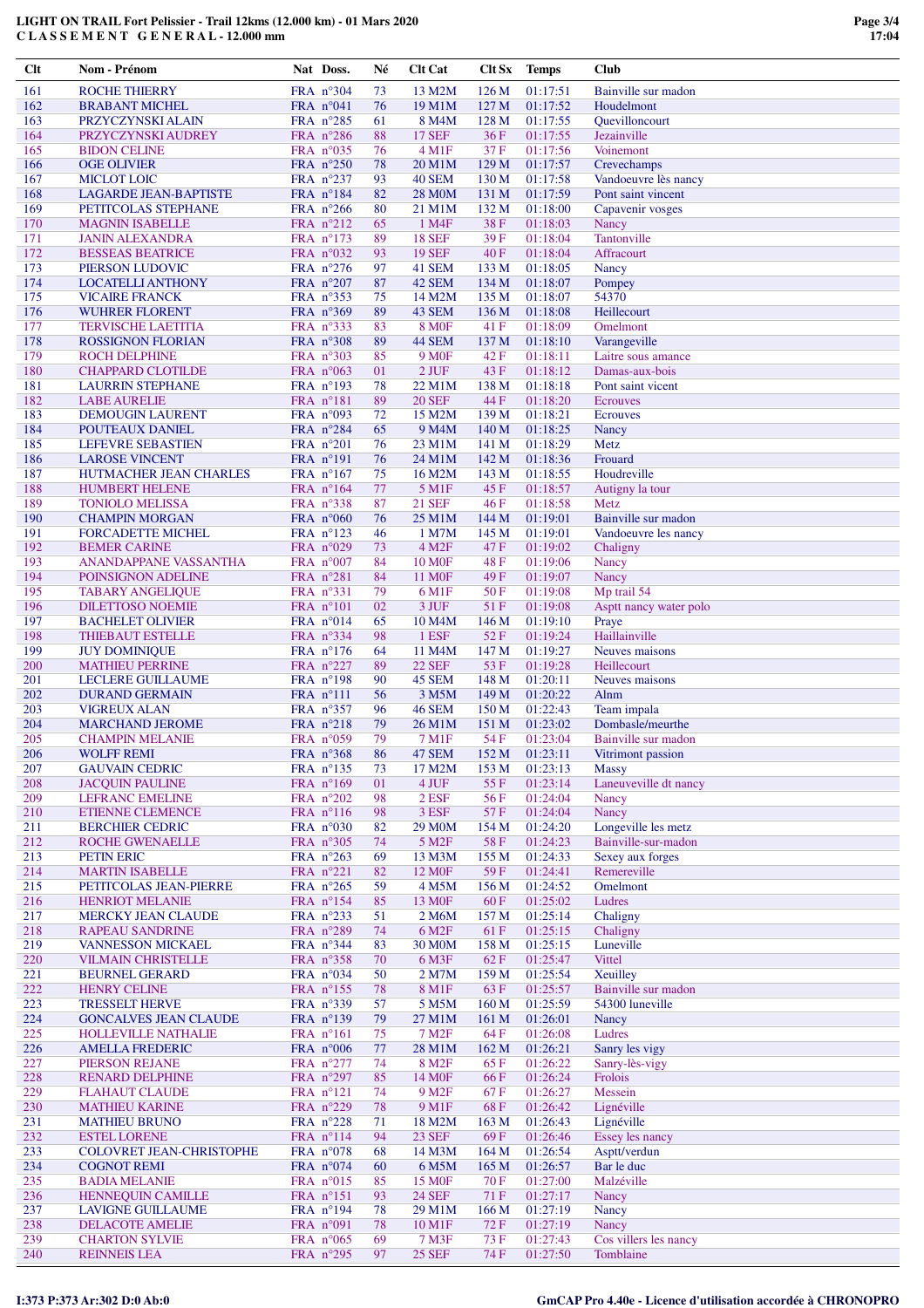# LIGHT ON TRAIL Fort Pelissier - Trail 12kms (12.000 km) - 01 Mars 2020

## CLASSEMENT GENERAL - 12.000 mm

| Clt | Nom - Prénom | Nat | Doss. | Né | Clt Cat | Clt Sx | Temps | Club |
|---|---|---|---|---|---|---|---|---|
| 161 | ROCHE THIERRY | FRA | n°304 | 73 | 13 M2M | 126 M | 01:17:51 | Bainville sur madon |
| 162 | BRABANT MICHEL | FRA | n°041 | 76 | 19 M1M | 127 M | 01:17:52 | Houdelmont |
| 163 | PRZYCZYNSKI ALAIN | FRA | n°285 | 61 | 8 M4M | 128 M | 01:17:55 | Quevilloncourt |
| 164 | PRZYCZYNSKI AUDREY | FRA | n°286 | 88 | 17 SEF | 36 F | 01:17:55 | Jezainville |
| 165 | BIDON CELINE | FRA | n°035 | 76 | 4 M1F | 37 F | 01:17:56 | Voinemont |
| 166 | OGE OLIVIER | FRA | n°250 | 78 | 20 M1M | 129 M | 01:17:57 | Crevechamps |
| 167 | MICLOT LOIC | FRA | n°237 | 93 | 40 SEM | 130 M | 01:17:58 | Vandoeuvre lès nancy |
| 168 | LAGARDE JEAN-BAPTISTE | FRA | n°184 | 82 | 28 M0M | 131 M | 01:17:59 | Pont saint vincent |
| 169 | PETITCOLAS STEPHANE | FRA | n°266 | 80 | 21 M1M | 132 M | 01:18:00 | Capavenir vosges |
| 170 | MAGNIN ISABELLE | FRA | n°212 | 65 | 1 M4F | 38 F | 01:18:03 | Nancy |
| 171 | JANIN ALEXANDRA | FRA | n°173 | 89 | 18 SEF | 39 F | 01:18:04 | Tantonville |
| 172 | BESSEAS BEATRICE | FRA | n°032 | 93 | 19 SEF | 40 F | 01:18:04 | Affracourt |
| 173 | PIERSON LUDOVIC | FRA | n°276 | 97 | 41 SEM | 133 M | 01:18:05 | Nancy |
| 174 | LOCATELLI ANTHONY | FRA | n°207 | 87 | 42 SEM | 134 M | 01:18:07 | Pompey |
| 175 | VICAIRE FRANCK | FRA | n°353 | 75 | 14 M2M | 135 M | 01:18:07 | 54370 |
| 176 | WUHRER FLORENT | FRA | n°369 | 89 | 43 SEM | 136 M | 01:18:08 | Heillecourt |
| 177 | TERVISCHE LAETITIA | FRA | n°333 | 83 | 8 M0F | 41 F | 01:18:09 | Omelmont |
| 178 | ROSSIGNON FLORIAN | FRA | n°308 | 89 | 44 SEM | 137 M | 01:18:10 | Varangeville |
| 179 | ROCH DELPHINE | FRA | n°303 | 85 | 9 M0F | 42 F | 01:18:11 | Laitre sous amance |
| 180 | CHAPPARD CLOTILDE | FRA | n°063 | 01 | 2 JUF | 43 F | 01:18:12 | Damas-aux-bois |
| 181 | LAURRIN STEPHANE | FRA | n°193 | 78 | 22 M1M | 138 M | 01:18:18 | Pont saint vicent |
| 182 | LABE AURELIE | FRA | n°181 | 89 | 20 SEF | 44 F | 01:18:20 | Ecrouves |
| 183 | DEMOUGIN LAURENT | FRA | n°093 | 72 | 15 M2M | 139 M | 01:18:21 | Ecrouves |
| 184 | POUTEAUX DANIEL | FRA | n°284 | 65 | 9 M4M | 140 M | 01:18:25 | Nancy |
| 185 | LEFEVRE SEBASTIEN | FRA | n°201 | 76 | 23 M1M | 141 M | 01:18:29 | Metz |
| 186 | LAROSE VINCENT | FRA | n°191 | 76 | 24 M1M | 142 M | 01:18:36 | Frouard |
| 187 | HUTMACHER JEAN CHARLES | FRA | n°167 | 75 | 16 M2M | 143 M | 01:18:55 | Houdreville |
| 188 | HUMBERT HELENE | FRA | n°164 | 77 | 5 M1F | 45 F | 01:18:57 | Autigny la tour |
| 189 | TONIOLO MELISSA | FRA | n°338 | 87 | 21 SEF | 46 F | 01:18:58 | Metz |
| 190 | CHAMPIN MORGAN | FRA | n°060 | 76 | 25 M1M | 144 M | 01:19:01 | Bainville sur madon |
| 191 | FORCADETTE MICHEL | FRA | n°123 | 46 | 1 M7M | 145 M | 01:19:01 | Vandoeuvre les nancy |
| 192 | BEMER CARINE | FRA | n°029 | 73 | 4 M2F | 47 F | 01:19:02 | Chaligny |
| 193 | ANANDAPPANE VASSANTHA | FRA | n°007 | 84 | 10 M0F | 48 F | 01:19:06 | Nancy |
| 194 | POINSIGNON ADELINE | FRA | n°281 | 84 | 11 M0F | 49 F | 01:19:07 | Nancy |
| 195 | TABARY ANGELIQUE | FRA | n°331 | 79 | 6 M1F | 50 F | 01:19:08 | Mp trail 54 |
| 196 | DILETTOSO NOEMIE | FRA | n°101 | 02 | 3 JUF | 51 F | 01:19:08 | Asptt nancy water polo |
| 197 | BACHELET OLIVIER | FRA | n°014 | 65 | 10 M4M | 146 M | 01:19:10 | Praye |
| 198 | THIEBAUT ESTELLE | FRA | n°334 | 98 | 1 ESF | 52 F | 01:19:24 | Haillainville |
| 199 | JUY DOMINIQUE | FRA | n°176 | 64 | 11 M4M | 147 M | 01:19:27 | Neuves maisons |
| 200 | MATHIEU PERRINE | FRA | n°227 | 89 | 22 SEF | 53 F | 01:19:28 | Heillecourt |
| 201 | LECLERE GUILLAUME | FRA | n°198 | 90 | 45 SEM | 148 M | 01:20:11 | Neuves maisons |
| 202 | DURAND GERMAIN | FRA | n°111 | 56 | 3 M5M | 149 M | 01:20:22 | Alnm |
| 203 | VIGREUX ALAN | FRA | n°357 | 96 | 46 SEM | 150 M | 01:22:43 | Team impala |
| 204 | MARCHAND JEROME | FRA | n°218 | 79 | 26 M1M | 151 M | 01:23:02 | Dombasle/meurthe |
| 205 | CHAMPIN MELANIE | FRA | n°059 | 79 | 7 M1F | 54 F | 01:23:04 | Bainville sur madon |
| 206 | WOLFF REMI | FRA | n°368 | 86 | 47 SEM | 152 M | 01:23:11 | Vitrimont passion |
| 207 | GAUVAIN CEDRIC | FRA | n°135 | 73 | 17 M2M | 153 M | 01:23:13 | Massy |
| 208 | JACQUIN PAULINE | FRA | n°169 | 01 | 4 JUF | 55 F | 01:23:14 | Laneuveville dt nancy |
| 209 | LEFRANC EMELINE | FRA | n°202 | 98 | 2 ESF | 56 F | 01:24:04 | Nancy |
| 210 | ETIENNE CLEMENCE | FRA | n°116 | 98 | 3 ESF | 57 F | 01:24:04 | Nancy |
| 211 | BERCHIER CEDRIC | FRA | n°030 | 82 | 29 M0M | 154 M | 01:24:20 | Longeville les metz |
| 212 | ROCHE GWENAELLE | FRA | n°305 | 74 | 5 M2F | 58 F | 01:24:23 | Bainville-sur-madon |
| 213 | PETIN ERIC | FRA | n°263 | 69 | 13 M3M | 155 M | 01:24:33 | Sexey aux forges |
| 214 | MARTIN ISABELLE | FRA | n°221 | 82 | 12 M0F | 59 F | 01:24:41 | Remereville |
| 215 | PETITCOLAS JEAN-PIERRE | FRA | n°265 | 59 | 4 M5M | 156 M | 01:24:52 | Omelmont |
| 216 | HENRIOT MELANIE | FRA | n°154 | 85 | 13 M0F | 60 F | 01:25:02 | Ludres |
| 217 | MERCKY JEAN CLAUDE | FRA | n°233 | 51 | 2 M6M | 157 M | 01:25:14 | Chaligny |
| 218 | RAPEAU SANDRINE | FRA | n°289 | 74 | 6 M2F | 61 F | 01:25:15 | Chaligny |
| 219 | VANNESSON MICKAEL | FRA | n°344 | 83 | 30 M0M | 158 M | 01:25:15 | Luneville |
| 220 | VILMAIN CHRISTELLE | FRA | n°358 | 70 | 6 M3F | 62 F | 01:25:47 | Vittel |
| 221 | BEURNEL GERARD | FRA | n°034 | 50 | 2 M7M | 159 M | 01:25:54 | Xeuilley |
| 222 | HENRY CELINE | FRA | n°155 | 78 | 8 M1F | 63 F | 01:25:57 | Bainville sur madon |
| 223 | TRESSELT HERVE | FRA | n°339 | 57 | 5 M5M | 160 M | 01:25:59 | 54300 luneville |
| 224 | GONCALVES JEAN CLAUDE | FRA | n°139 | 79 | 27 M1M | 161 M | 01:26:01 | Nancy |
| 225 | HOLLEVILLE NATHALIE | FRA | n°161 | 75 | 7 M2F | 64 F | 01:26:08 | Ludres |
| 226 | AMELLA FREDERIC | FRA | n°006 | 77 | 28 M1M | 162 M | 01:26:21 | Sanry les vigy |
| 227 | PIERSON REJANE | FRA | n°277 | 74 | 8 M2F | 65 F | 01:26:22 | Sanry-lès-vigy |
| 228 | RENARD DELPHINE | FRA | n°297 | 85 | 14 M0F | 66 F | 01:26:24 | Frolois |
| 229 | FLAHAUT CLAUDE | FRA | n°121 | 74 | 9 M2F | 67 F | 01:26:27 | Messein |
| 230 | MATHIEU KARINE | FRA | n°229 | 78 | 9 M1F | 68 F | 01:26:42 | Lignéville |
| 231 | MATHIEU BRUNO | FRA | n°228 | 71 | 18 M2M | 163 M | 01:26:43 | Lignéville |
| 232 | ESTEL LORENE | FRA | n°114 | 94 | 23 SEF | 69 F | 01:26:46 | Essey les nancy |
| 233 | COLOVRET JEAN-CHRISTOPHE | FRA | n°078 | 68 | 14 M3M | 164 M | 01:26:54 | Asptt/verdun |
| 234 | COGNOT REMI | FRA | n°074 | 60 | 6 M5M | 165 M | 01:26:57 | Bar le duc |
| 235 | BADIA MELANIE | FRA | n°015 | 85 | 15 M0F | 70 F | 01:27:00 | Malzéville |
| 236 | HENNEQUIN CAMILLE | FRA | n°151 | 93 | 24 SEF | 71 F | 01:27:17 | Nancy |
| 237 | LAVIGNE GUILLAUME | FRA | n°194 | 78 | 29 M1M | 166 M | 01:27:19 | Nancy |
| 238 | DELACOTE AMELIE | FRA | n°091 | 78 | 10 M1F | 72 F | 01:27:19 | Nancy |
| 239 | CHARTON SYLVIE | FRA | n°065 | 69 | 7 M3F | 73 F | 01:27:43 | Cos villers les nancy |
| 240 | REINNEIS LEA | FRA | n°295 | 97 | 25 SEF | 74 F | 01:27:50 | Tomblaine |

I:373 P:373 Ar:302 D:0 Ab:0 — GmCAP Pro 4.40e - Licence d'utilisation accordée à CHRONOPRO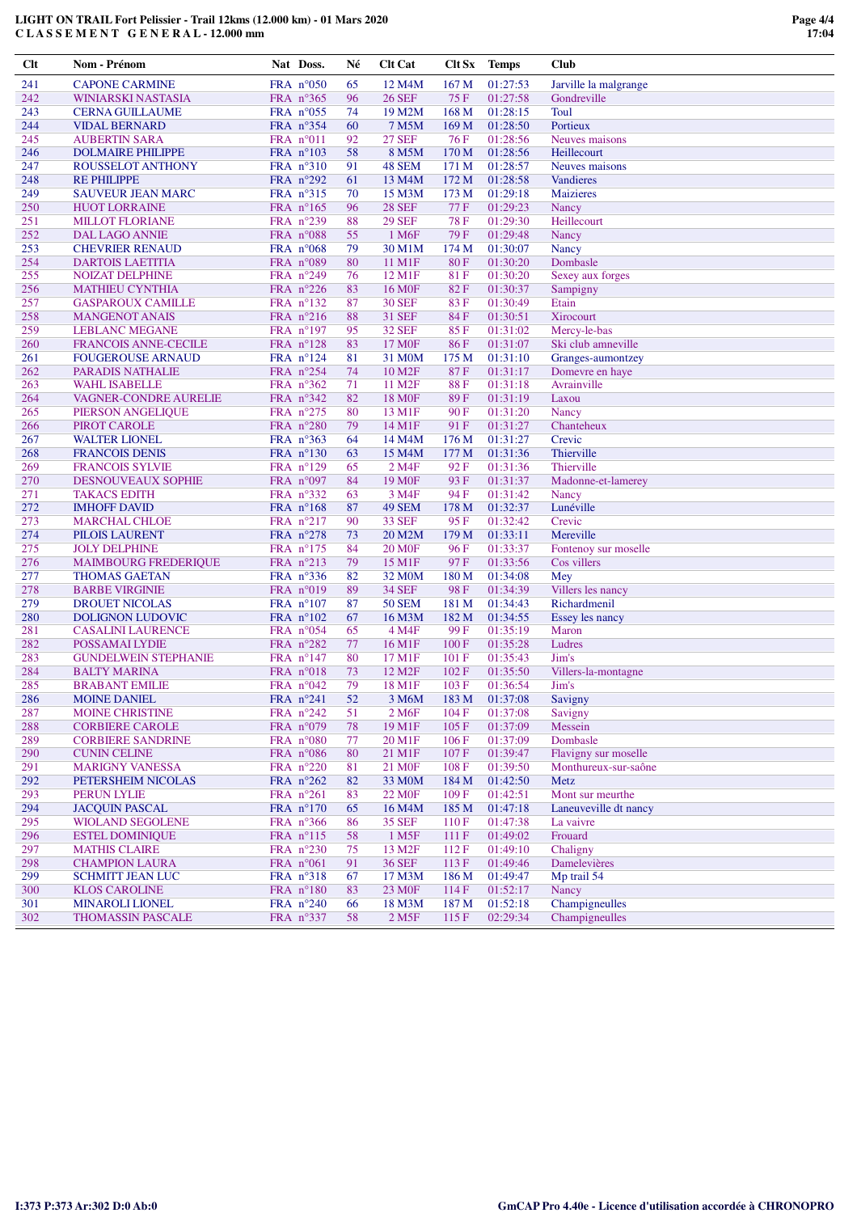# LIGHT ON TRAIL Fort Pelissier - Trail 12kms (12.000 km) - 01 Mars 2020

## C L A S S E M E N T   G E N E R A L - 12.000 mm

| Clt | Nom - Prénom | Nat | Doss. | Né | Clt Cat | Clt Sx | Temps | Club |
|---|---|---|---|---|---|---|---|---|
| 241 | CAPONE CARMINE | FRA | n°050 | 65 | 12 M4M | 167 M | 01:27:53 | Jarville la malgrange |
| 242 | WINIARSKI NASTASIA | FRA | n°365 | 96 | 26 SEF | 75 F | 01:27:58 | Gondreville |
| 243 | CERNA GUILLAUME | FRA | n°055 | 74 | 19 M2M | 168 M | 01:28:15 | Toul |
| 244 | VIDAL BERNARD | FRA | n°354 | 60 | 7 M5M | 169 M | 01:28:50 | Portieux |
| 245 | AUBERTIN SARA | FRA | n°011 | 92 | 27 SEF | 76 F | 01:28:56 | Neuves maisons |
| 246 | DOLMAIRE PHILIPPE | FRA | n°103 | 58 | 8 M5M | 170 M | 01:28:56 | Heillecourt |
| 247 | ROUSSELOT ANTHONY | FRA | n°310 | 91 | 48 SEM | 171 M | 01:28:57 | Neuves maisons |
| 248 | RE PHILIPPE | FRA | n°292 | 61 | 13 M4M | 172 M | 01:28:58 | Vandieres |
| 249 | SAUVEUR JEAN MARC | FRA | n°315 | 70 | 15 M3M | 173 M | 01:29:18 | Maizieres |
| 250 | HUOT LORRAINE | FRA | n°165 | 96 | 28 SEF | 77 F | 01:29:23 | Nancy |
| 251 | MILLOT FLORIANE | FRA | n°239 | 88 | 29 SEF | 78 F | 01:29:30 | Heillecourt |
| 252 | DAL LAGO ANNIE | FRA | n°088 | 55 | 1 M6F | 79 F | 01:29:48 | Nancy |
| 253 | CHEVRIER RENAUD | FRA | n°068 | 79 | 30 M1M | 174 M | 01:30:07 | Nancy |
| 254 | DARTOIS LAETITIA | FRA | n°089 | 80 | 11 M1F | 80 F | 01:30:20 | Dombasle |
| 255 | NOIZAT DELPHINE | FRA | n°249 | 76 | 12 M1F | 81 F | 01:30:20 | Sexey aux forges |
| 256 | MATHIEU CYNTHIA | FRA | n°226 | 83 | 16 M0F | 82 F | 01:30:37 | Sampigny |
| 257 | GASPAROUX CAMILLE | FRA | n°132 | 87 | 30 SEF | 83 F | 01:30:49 | Etain |
| 258 | MANGENOT ANAIS | FRA | n°216 | 88 | 31 SEF | 84 F | 01:30:51 | Xirocourt |
| 259 | LEBLANC MEGANE | FRA | n°197 | 95 | 32 SEF | 85 F | 01:31:02 | Mercy-le-bas |
| 260 | FRANCOIS ANNE-CECILE | FRA | n°128 | 83 | 17 M0F | 86 F | 01:31:07 | Ski club amneville |
| 261 | FOUGEROUSE ARNAUD | FRA | n°124 | 81 | 31 M0M | 175 M | 01:31:10 | Granges-aumontzey |
| 262 | PARADIS NATHALIE | FRA | n°254 | 74 | 10 M2F | 87 F | 01:31:17 | Domevre en haye |
| 263 | WAHL ISABELLE | FRA | n°362 | 71 | 11 M2F | 88 F | 01:31:18 | Avrainville |
| 264 | VAGNER-CONDRE AURELIE | FRA | n°342 | 82 | 18 M0F | 89 F | 01:31:19 | Laxou |
| 265 | PIERSON ANGELIQUE | FRA | n°275 | 80 | 13 M1F | 90 F | 01:31:20 | Nancy |
| 266 | PIROT CAROLE | FRA | n°280 | 79 | 14 M1F | 91 F | 01:31:27 | Chanteheux |
| 267 | WALTER LIONEL | FRA | n°363 | 64 | 14 M4M | 176 M | 01:31:27 | Crevic |
| 268 | FRANCOIS DENIS | FRA | n°130 | 63 | 15 M4M | 177 M | 01:31:36 | Thierville |
| 269 | FRANCOIS SYLVIE | FRA | n°129 | 65 | 2 M4F | 92 F | 01:31:36 | Thierville |
| 270 | DESNOUVEAUX SOPHIE | FRA | n°097 | 84 | 19 M0F | 93 F | 01:31:37 | Madonne-et-lamerey |
| 271 | TAKACS EDITH | FRA | n°332 | 63 | 3 M4F | 94 F | 01:31:42 | Nancy |
| 272 | IMHOFF DAVID | FRA | n°168 | 87 | 49 SEM | 178 M | 01:32:37 | Lunéville |
| 273 | MARCHAL CHLOE | FRA | n°217 | 90 | 33 SEF | 95 F | 01:32:42 | Crevic |
| 274 | PILOIS LAURENT | FRA | n°278 | 73 | 20 M2M | 179 M | 01:33:11 | Mereville |
| 275 | JOLY DELPHINE | FRA | n°175 | 84 | 20 M0F | 96 F | 01:33:37 | Fontenoy sur moselle |
| 276 | MAIMBOURG FREDERIQUE | FRA | n°213 | 79 | 15 M1F | 97 F | 01:33:56 | Cos villers |
| 277 | THOMAS GAETAN | FRA | n°336 | 82 | 32 M0M | 180 M | 01:34:08 | Mey |
| 278 | BARBE VIRGINIE | FRA | n°019 | 89 | 34 SEF | 98 F | 01:34:39 | Villers les nancy |
| 279 | DROUET NICOLAS | FRA | n°107 | 87 | 50 SEM | 181 M | 01:34:43 | Richardmenil |
| 280 | DOLIGNON LUDOVIC | FRA | n°102 | 67 | 16 M3M | 182 M | 01:34:55 | Essey les nancy |
| 281 | CASALINI LAURENCE | FRA | n°054 | 65 | 4 M4F | 99 F | 01:35:19 | Maron |
| 282 | POSSAMAI LYDIE | FRA | n°282 | 77 | 16 M1F | 100 F | 01:35:28 | Ludres |
| 283 | GUNDELWEIN STEPHANIE | FRA | n°147 | 80 | 17 M1F | 101 F | 01:35:43 | Jim's |
| 284 | BALTY MARINA | FRA | n°018 | 73 | 12 M2F | 102 F | 01:35:50 | Villers-la-montagne |
| 285 | BRABANT EMILIE | FRA | n°042 | 79 | 18 M1F | 103 F | 01:36:54 | Jim's |
| 286 | MOINE DANIEL | FRA | n°241 | 52 | 3 M6M | 183 M | 01:37:08 | Savigny |
| 287 | MOINE CHRISTINE | FRA | n°242 | 51 | 2 M6F | 104 F | 01:37:08 | Savigny |
| 288 | CORBIERE CAROLE | FRA | n°079 | 78 | 19 M1F | 105 F | 01:37:09 | Messein |
| 289 | CORBIERE SANDRINE | FRA | n°080 | 77 | 20 M1F | 106 F | 01:37:09 | Dombasle |
| 290 | CUNIN CELINE | FRA | n°086 | 80 | 21 M1F | 107 F | 01:39:47 | Flavigny sur moselle |
| 291 | MARIGNY VANESSA | FRA | n°220 | 81 | 21 M0F | 108 F | 01:39:50 | Monthureux-sur-saône |
| 292 | PETERSHEIM NICOLAS | FRA | n°262 | 82 | 33 M0M | 184 M | 01:42:50 | Metz |
| 293 | PERUN LYLIE | FRA | n°261 | 83 | 22 M0F | 109 F | 01:42:51 | Mont sur meurthe |
| 294 | JACQUIN PASCAL | FRA | n°170 | 65 | 16 M4M | 185 M | 01:47:18 | Laneuveville dt nancy |
| 295 | WIOLAND SEGOLENE | FRA | n°366 | 86 | 35 SEF | 110 F | 01:47:38 | La vaivre |
| 296 | ESTEL DOMINIQUE | FRA | n°115 | 58 | 1 M5F | 111 F | 01:49:02 | Frouard |
| 297 | MATHIS CLAIRE | FRA | n°230 | 75 | 13 M2F | 112 F | 01:49:10 | Chaligny |
| 298 | CHAMPION LAURA | FRA | n°061 | 91 | 36 SEF | 113 F | 01:49:46 | Damelevières |
| 299 | SCHMITT JEAN LUC | FRA | n°318 | 67 | 17 M3M | 186 M | 01:49:47 | Mp trail 54 |
| 300 | KLOS CAROLINE | FRA | n°180 | 83 | 23 M0F | 114 F | 01:52:17 | Nancy |
| 301 | MINAROLI LIONEL | FRA | n°240 | 66 | 18 M3M | 187 M | 01:52:18 | Champigneulles |
| 302 | THOMASSIN PASCALE | FRA | n°337 | 58 | 2 M5F | 115 F | 02:29:34 | Champigneulles |

I:373 P:373 Ar:302 D:0 Ab:0

GmCAP Pro 4.40e - Licence d'utilisation accordée à CHRONOPRO